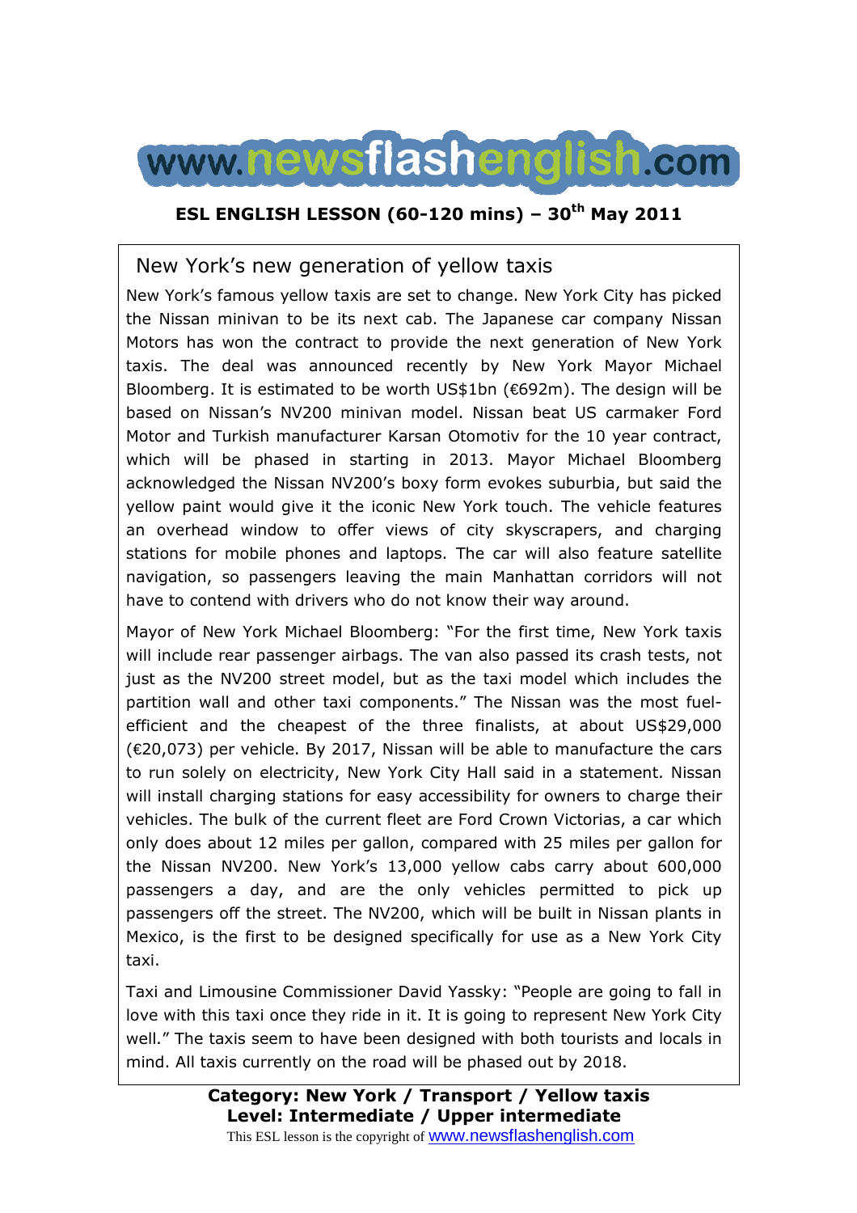# www.newsflashenglish.com

**ESL ENGLISH LESSON (60-120 mins) – 30th May 2011**

## New York's new generation of yellow taxis

New York's famous yellow taxis are set to change. New York City has picked the Nissan minivan to be its next cab. The Japanese car company Nissan Motors has won the contract to provide the next generation of New York taxis. The deal was announced recently by New York Mayor Michael Bloomberg. It is estimated to be worth US$1bn (€692m). The design will be based on Nissan's NV200 minivan model. Nissan beat US carmaker Ford Motor and Turkish manufacturer Karsan Otomotiv for the 10 year contract, which will be phased in starting in 2013. Mayor Michael Bloomberg acknowledged the Nissan NV200's boxy form evokes suburbia, but said the yellow paint would give it the iconic New York touch. The vehicle features an overhead window to offer views of city skyscrapers, and charging stations for mobile phones and laptops. The car will also feature satellite navigation, so passengers leaving the main Manhattan corridors will not have to contend with drivers who do not know their way around.

Mayor of New York Michael Bloomberg: "For the first time, New York taxis will include rear passenger airbags. The van also passed its crash tests, not just as the NV200 street model, but as the taxi model which includes the partition wall and other taxi components." The Nissan was the most fuel-efficient and the cheapest of the three finalists, at about US$29,000 (€20,073) per vehicle. By 2017, Nissan will be able to manufacture the cars to run solely on electricity, New York City Hall said in a statement. Nissan will install charging stations for easy accessibility for owners to charge their vehicles. The bulk of the current fleet are Ford Crown Victorias, a car which only does about 12 miles per gallon, compared with 25 miles per gallon for the Nissan NV200. New York's 13,000 yellow cabs carry about 600,000 passengers a day, and are the only vehicles permitted to pick up passengers off the street. The NV200, which will be built in Nissan plants in Mexico, is the first to be designed specifically for use as a New York City taxi.

Taxi and Limousine Commissioner David Yassky: "People are going to fall in love with this taxi once they ride in it. It is going to represent New York City well." The taxis seem to have been designed with both tourists and locals in mind. All taxis currently on the road will be phased out by 2018.

**Category: New York / Transport / Yellow taxis**
**Level: Intermediate / Upper intermediate**

This ESL lesson is the copyright of www.newsflashenglish.com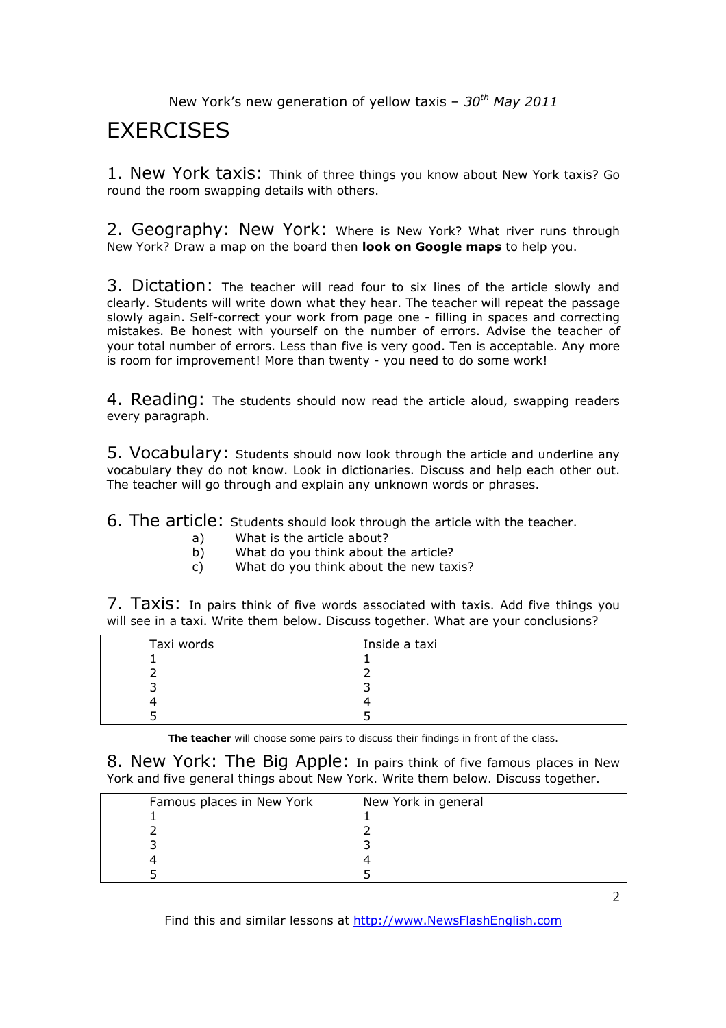# EXERCISES

**1. New York taxis:** Think of three things you know about New York taxis? Go round the room swapping details with others.

**2. Geography: New York:** Where is New York? What river runs through New York? Draw a map on the board then **look on Google maps** to help you.

**3. Dictation:** The teacher will read four to six lines of the article slowly and clearly. Students will write down what they hear. The teacher will repeat the passage slowly again. Self-correct your work from page one - filling in spaces and correcting mistakes. Be honest with yourself on the number of errors. Advise the teacher of your total number of errors. Less than five is very good. Ten is acceptable. Any more is room for improvement! More than twenty - you need to do some work!

**4. Reading:** The students should now read the article aloud, swapping readers every paragraph.

**5. Vocabulary:** Students should now look through the article and underline any vocabulary they do not know. Look in dictionaries. Discuss and help each other out. The teacher will go through and explain any unknown words or phrases.

**6. The article:** Students should look through the article with the teacher.

a) What is the article about?
b) What do you think about the article?
c) What do you think about the new taxis?

**7. Taxis:** In pairs think of five words associated with taxis. Add five things you will see in a taxi. Write them below. Discuss together. What are your conclusions?

| Taxi words | Inside a taxi |
|---|---|
| 1 | 1 |
| 2 | 2 |
| 3 | 3 |
| 4 | 4 |
| 5 | 5 |

**The teacher** will choose some pairs to discuss their findings in front of the class.

**8. New York: The Big Apple:** In pairs think of five famous places in New York and five general things about New York. Write them below. Discuss together.

| Famous places in New York | New York in general |
|---|---|
| 1 | 1 |
| 2 | 2 |
| 3 | 3 |
| 4 | 4 |
| 5 | 5 |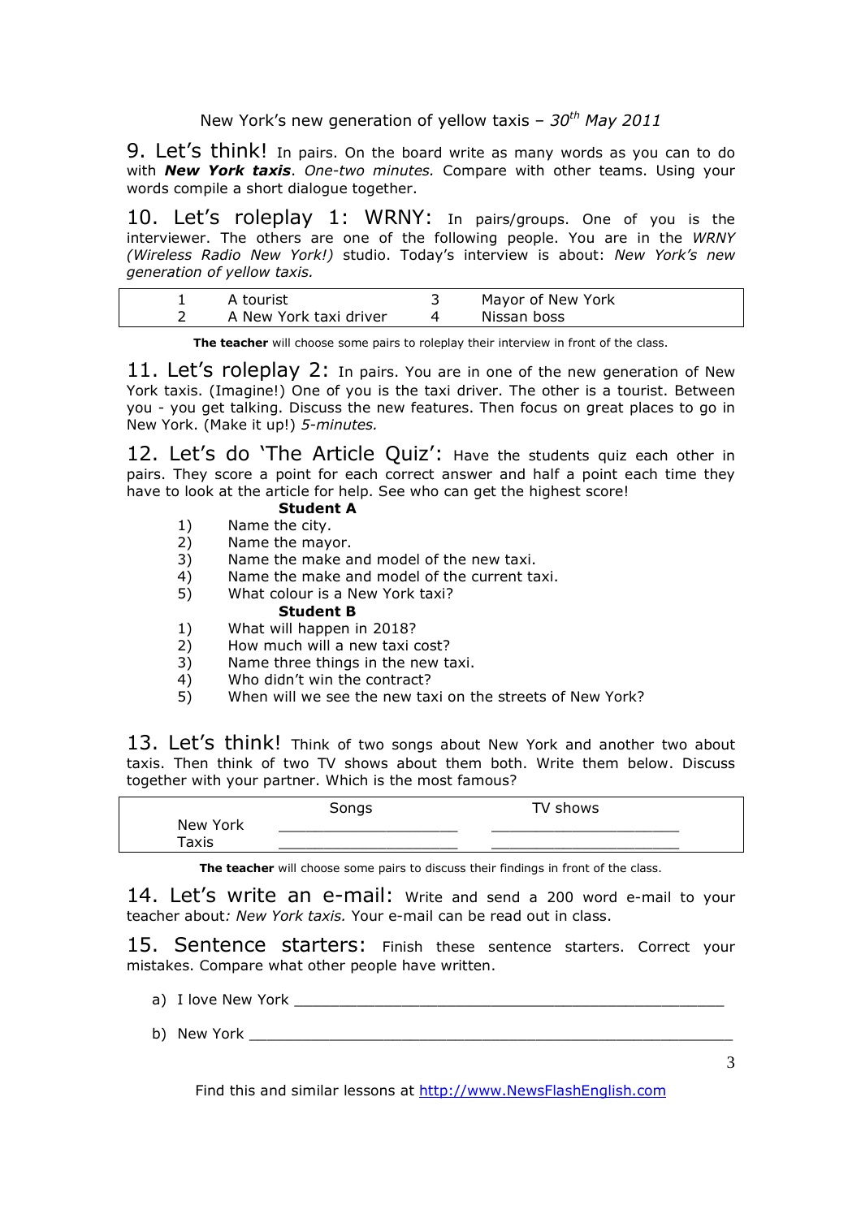New York's new generation of yellow taxis – *30th May 2011*

**9. Let's think!** In pairs. On the board write as many words as you can to do with ***New York taxis***. *One-two minutes.* Compare with other teams. Using your words compile a short dialogue together.

**10. Let's roleplay 1: WRNY:** In pairs/groups. One of you is the interviewer. The others are one of the following people. You are in the *WRNY (Wireless Radio New York!)* studio. Today's interview is about: *New York's new generation of yellow taxis.*

| | | | |
|---|---|---|---|
| 1 | A tourist | 3 | Mayor of New York |
| 2 | A New York taxi driver | 4 | Nissan boss |

**The teacher** will choose some pairs to roleplay their interview in front of the class.

**11. Let's roleplay 2:** In pairs. You are in one of the new generation of New York taxis. (Imagine!) One of you is the taxi driver. The other is a tourist. Between you - you get talking. Discuss the new features. Then focus on great places to go in New York. (Make it up!) *5-minutes.*

**12. Let's do 'The Article Quiz':** Have the students quiz each other in pairs. They score a point for each correct answer and half a point each time they have to look at the article for help. See who can get the highest score!

**Student A**

1) Name the city.
2) Name the mayor.
3) Name the make and model of the new taxi.
4) Name the make and model of the current taxi.
5) What colour is a New York taxi?

**Student B**

1) What will happen in 2018?
2) How much will a new taxi cost?
3) Name three things in the new taxi.
4) Who didn't win the contract?
5) When will we see the new taxi on the streets of New York?

**13. Let's think!** Think of two songs about New York and another two about taxis. Then think of two TV shows about them both. Write them below. Discuss together with your partner. Which is the most famous?

| | Songs | TV shows |
|---|---|---|
| New York | ____________________ | ____________________ |
| Taxis | ____________________ | ____________________ |

**The teacher** will choose some pairs to discuss their findings in front of the class.

**14. Let's write an e-mail:** Write and send a 200 word e-mail to your teacher about*: New York taxis.* Your e-mail can be read out in class.

**15. Sentence starters:** Finish these sentence starters. Correct your mistakes. Compare what other people have written.

a) I love New York ______________________________________________

b) New York ___________________________________________________

Find this and similar lessons at http://www.NewsFlashEnglish.com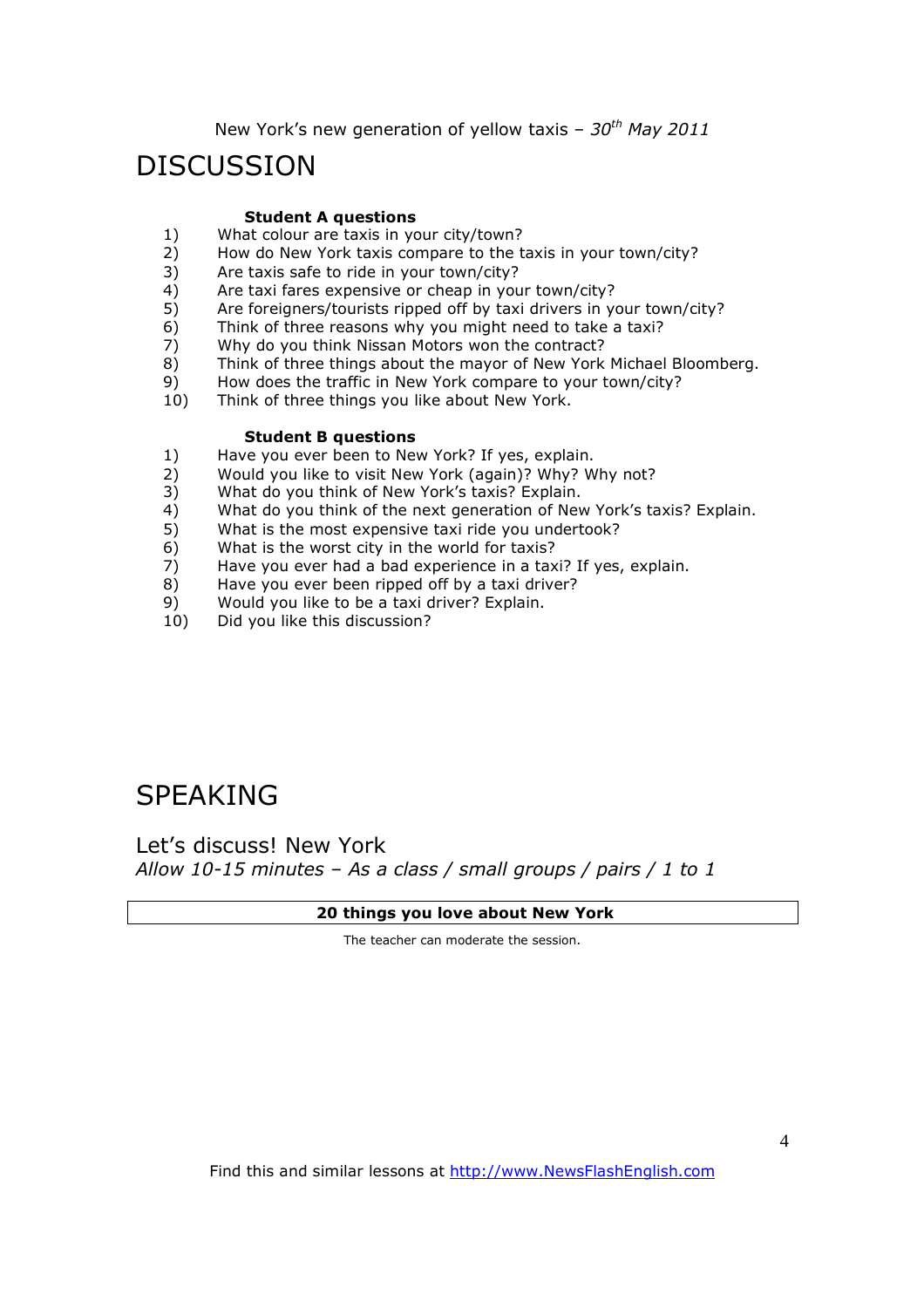New York's new generation of yellow taxis – *30th May 2011*

# DISCUSSION

**Student A questions**

1) What colour are taxis in your city/town?
2) How do New York taxis compare to the taxis in your town/city?
3) Are taxis safe to ride in your town/city?
4) Are taxi fares expensive or cheap in your town/city?
5) Are foreigners/tourists ripped off by taxi drivers in your town/city?
6) Think of three reasons why you might need to take a taxi?
7) Why do you think Nissan Motors won the contract?
8) Think of three things about the mayor of New York Michael Bloomberg.
9) How does the traffic in New York compare to your town/city?
10) Think of three things you like about New York.

**Student B questions**

1) Have you ever been to New York? If yes, explain.
2) Would you like to visit New York (again)? Why? Why not?
3) What do you think of New York's taxis? Explain.
4) What do you think of the next generation of New York's taxis? Explain.
5) What is the most expensive taxi ride you undertook?
6) What is the worst city in the world for taxis?
7) Have you ever had a bad experience in a taxi? If yes, explain.
8) Have you ever been ripped off by a taxi driver?
9) Would you like to be a taxi driver? Explain.
10) Did you like this discussion?

# SPEAKING

## Let's discuss! New York

*Allow 10-15 minutes – As a class / small groups / pairs / 1 to 1*

**20 things you love about New York**

The teacher can moderate the session.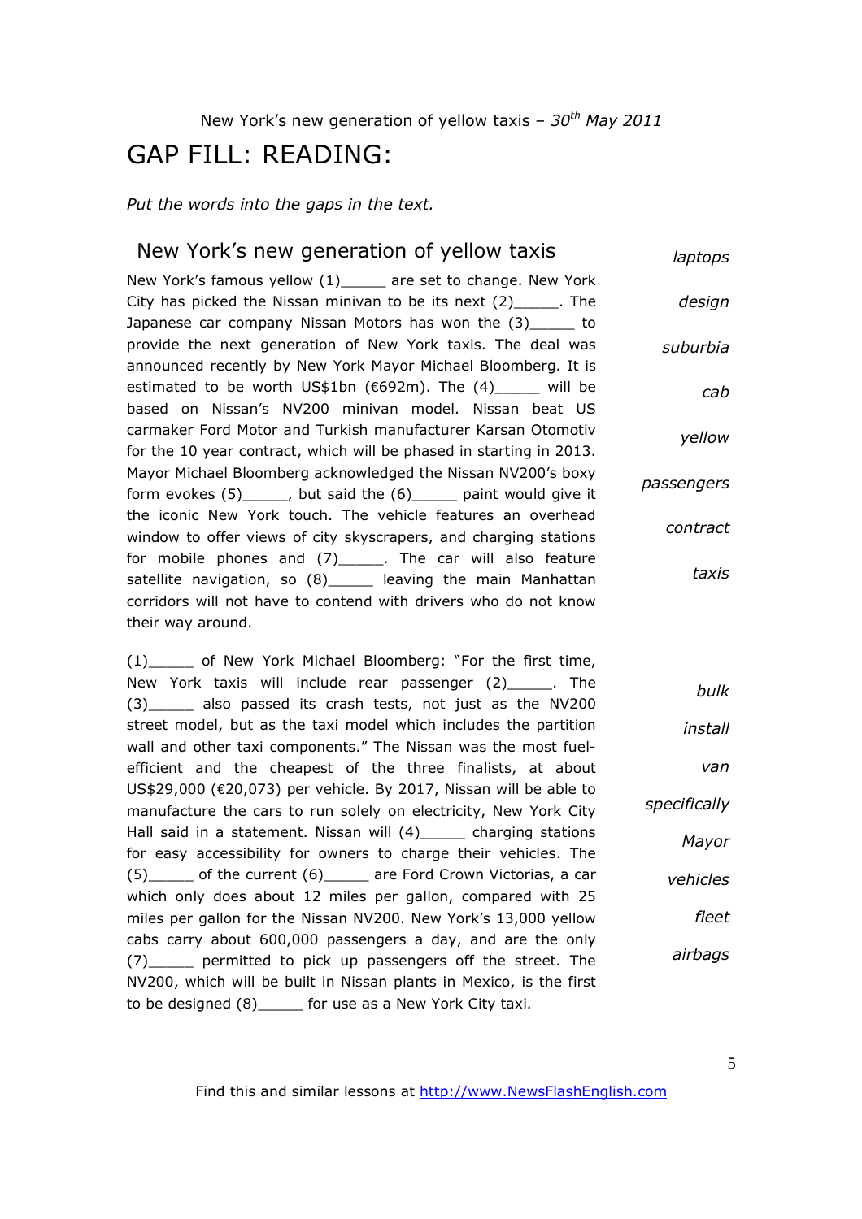New York's new generation of yellow taxis – *30th May 2011*

# GAP FILL: READING:

*Put the words into the gaps in the text.*

## New York's new generation of yellow taxis

New York's famous yellow (1)_____ are set to change. New York City has picked the Nissan minivan to be its next (2)_____. The Japanese car company Nissan Motors has won the (3)_____ to provide the next generation of New York taxis. The deal was announced recently by New York Mayor Michael Bloomberg. It is estimated to be worth US$1bn (€692m). The (4)_____ will be based on Nissan's NV200 minivan model. Nissan beat US carmaker Ford Motor and Turkish manufacturer Karsan Otomotiv for the 10 year contract, which will be phased in starting in 2013. Mayor Michael Bloomberg acknowledged the Nissan NV200's boxy form evokes (5)_____, but said the (6)_____ paint would give it the iconic New York touch. The vehicle features an overhead window to offer views of city skyscrapers, and charging stations for mobile phones and (7)_____. The car will also feature satellite navigation, so (8)_____ leaving the main Manhattan corridors will not have to contend with drivers who do not know their way around.

*laptops*

*design*

*suburbia*

*cab*

*yellow*

*passengers*

*contract*

*taxis*

(1)_____ of New York Michael Bloomberg: "For the first time, New York taxis will include rear passenger (2)_____. The (3)_____ also passed its crash tests, not just as the NV200 street model, but as the taxi model which includes the partition wall and other taxi components." The Nissan was the most fuel-efficient and the cheapest of the three finalists, at about US$29,000 (€20,073) per vehicle. By 2017, Nissan will be able to manufacture the cars to run solely on electricity, New York City Hall said in a statement. Nissan will (4)_____ charging stations for easy accessibility for owners to charge their vehicles. The (5)_____ of the current (6)_____ are Ford Crown Victorias, a car which only does about 12 miles per gallon, compared with 25 miles per gallon for the Nissan NV200. New York's 13,000 yellow cabs carry about 600,000 passengers a day, and are the only (7)_____ permitted to pick up passengers off the street. The NV200, which will be built in Nissan plants in Mexico, is the first to be designed (8)_____ for use as a New York City taxi.

*bulk*

*install*

*van*

*specifically*

*Mayor*

*vehicles*

*fleet*

*airbags*

Find this and similar lessons at http://www.NewsFlashEnglish.com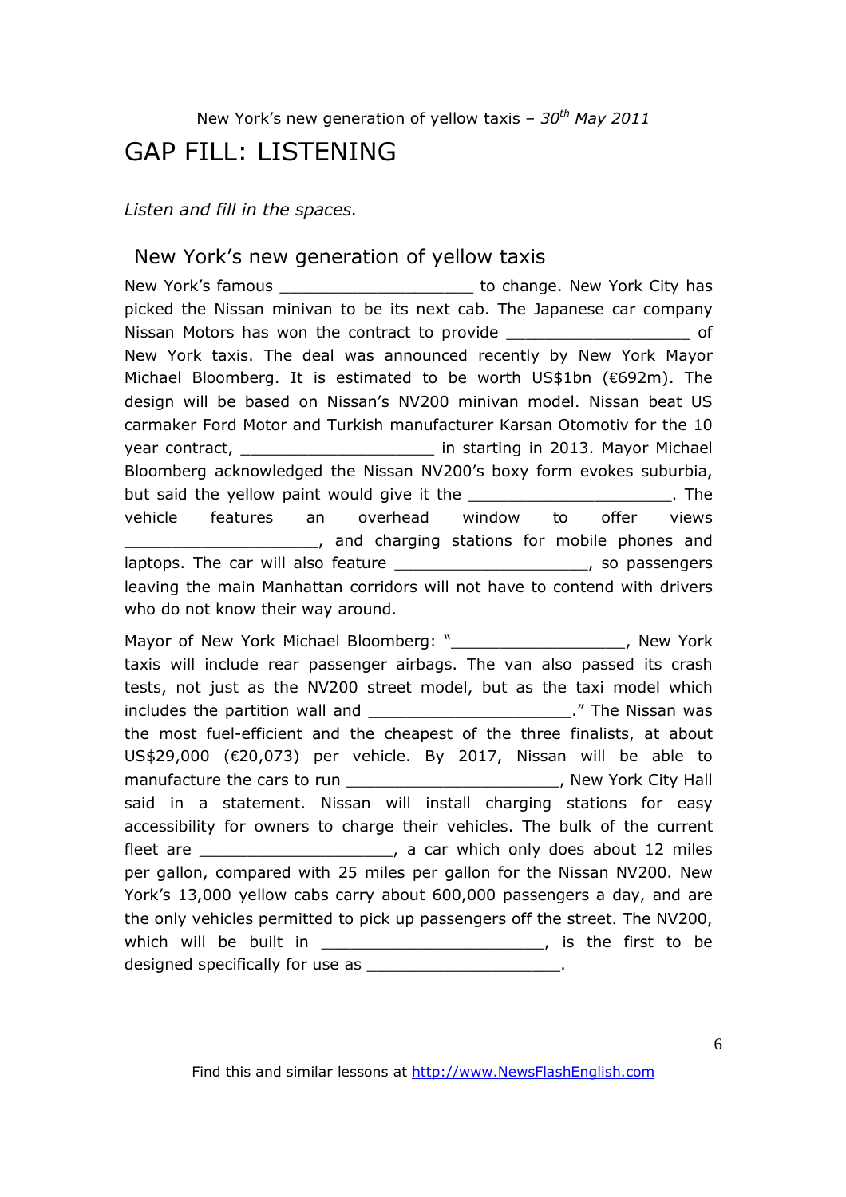New York's new generation of yellow taxis – *30th May 2011*

# GAP FILL: LISTENING

*Listen and fill in the spaces.*

## New York's new generation of yellow taxis

New York's famous ____________________ to change. New York City has picked the Nissan minivan to be its next cab. The Japanese car company Nissan Motors has won the contract to provide ___________________ of New York taxis. The deal was announced recently by New York Mayor Michael Bloomberg. It is estimated to be worth US$1bn (€692m). The design will be based on Nissan's NV200 minivan model. Nissan beat US carmaker Ford Motor and Turkish manufacturer Karsan Otomotiv for the 10 year contract, ____________________ in starting in 2013. Mayor Michael Bloomberg acknowledged the Nissan NV200's boxy form evokes suburbia, but said the yellow paint would give it the _____________________. The vehicle features an overhead window to offer views ____________________, and charging stations for mobile phones and laptops. The car will also feature ____________________, so passengers leaving the main Manhattan corridors will not have to contend with drivers who do not know their way around.

Mayor of New York Michael Bloomberg: "__________________, New York taxis will include rear passenger airbags. The van also passed its crash tests, not just as the NV200 street model, but as the taxi model which includes the partition wall and _____________________." The Nissan was the most fuel-efficient and the cheapest of the three finalists, at about US$29,000 (€20,073) per vehicle. By 2017, Nissan will be able to manufacture the cars to run ______________________, New York City Hall said in a statement. Nissan will install charging stations for easy accessibility for owners to charge their vehicles. The bulk of the current fleet are ____________________, a car which only does about 12 miles per gallon, compared with 25 miles per gallon for the Nissan NV200. New York's 13,000 yellow cabs carry about 600,000 passengers a day, and are the only vehicles permitted to pick up passengers off the street. The NV200, which will be built in _______________________, is the first to be designed specifically for use as ____________________.

Find this and similar lessons at http://www.NewsFlashEnglish.com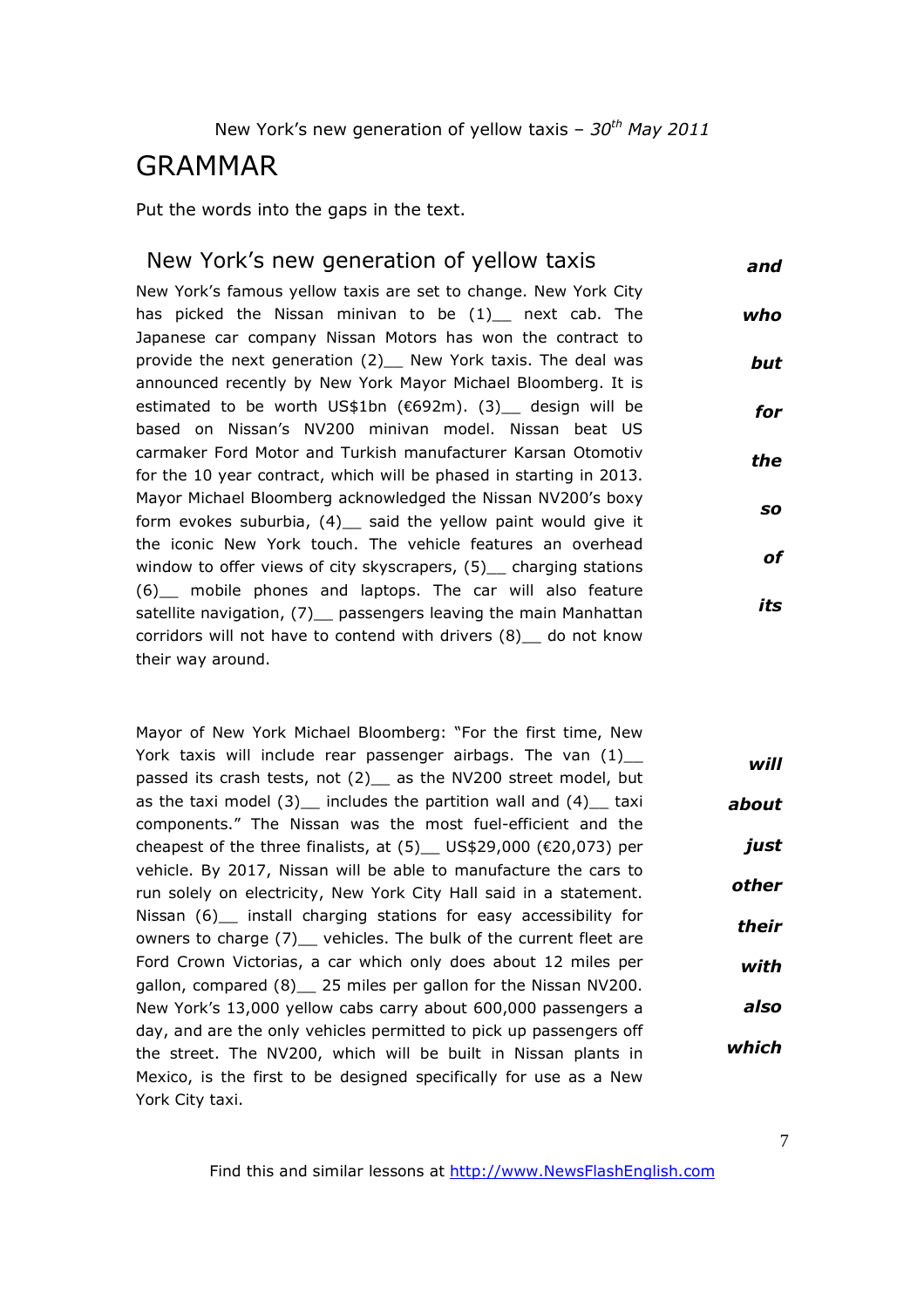New York's new generation of yellow taxis – *30th May 2011*

# GRAMMAR

Put the words into the gaps in the text.

## New York's new generation of yellow taxis

New York's famous yellow taxis are set to change. New York City has picked the Nissan minivan to be (1)__ next cab. The Japanese car company Nissan Motors has won the contract to provide the next generation (2)__ New York taxis. The deal was announced recently by New York Mayor Michael Bloomberg. It is estimated to be worth US$1bn (€692m). (3)__ design will be based on Nissan's NV200 minivan model. Nissan beat US carmaker Ford Motor and Turkish manufacturer Karsan Otomotiv for the 10 year contract, which will be phased in starting in 2013. Mayor Michael Bloomberg acknowledged the Nissan NV200's boxy form evokes suburbia, (4)__ said the yellow paint would give it the iconic New York touch. The vehicle features an overhead window to offer views of city skyscrapers, (5)__ charging stations (6)__ mobile phones and laptops. The car will also feature satellite navigation, (7)__ passengers leaving the main Manhattan corridors will not have to contend with drivers (8)__ do not know their way around.

***and***
***who***
***but***
***for***
***the***
***so***
***of***
***its***

Mayor of New York Michael Bloomberg: "For the first time, New York taxis will include rear passenger airbags. The van (1)__ passed its crash tests, not (2)__ as the NV200 street model, but as the taxi model (3)__ includes the partition wall and (4)__ taxi components." The Nissan was the most fuel-efficient and the cheapest of the three finalists, at (5)__ US$29,000 (€20,073) per vehicle. By 2017, Nissan will be able to manufacture the cars to run solely on electricity, New York City Hall said in a statement. Nissan (6)__ install charging stations for easy accessibility for owners to charge (7)__ vehicles. The bulk of the current fleet are Ford Crown Victorias, a car which only does about 12 miles per gallon, compared (8)__ 25 miles per gallon for the Nissan NV200. New York's 13,000 yellow cabs carry about 600,000 passengers a day, and are the only vehicles permitted to pick up passengers off the street. The NV200, which will be built in Nissan plants in Mexico, is the first to be designed specifically for use as a New York City taxi.

***will***
***about***
***just***
***other***
***their***
***with***
***also***
***which***

Find this and similar lessons at http://www.NewsFlashEnglish.com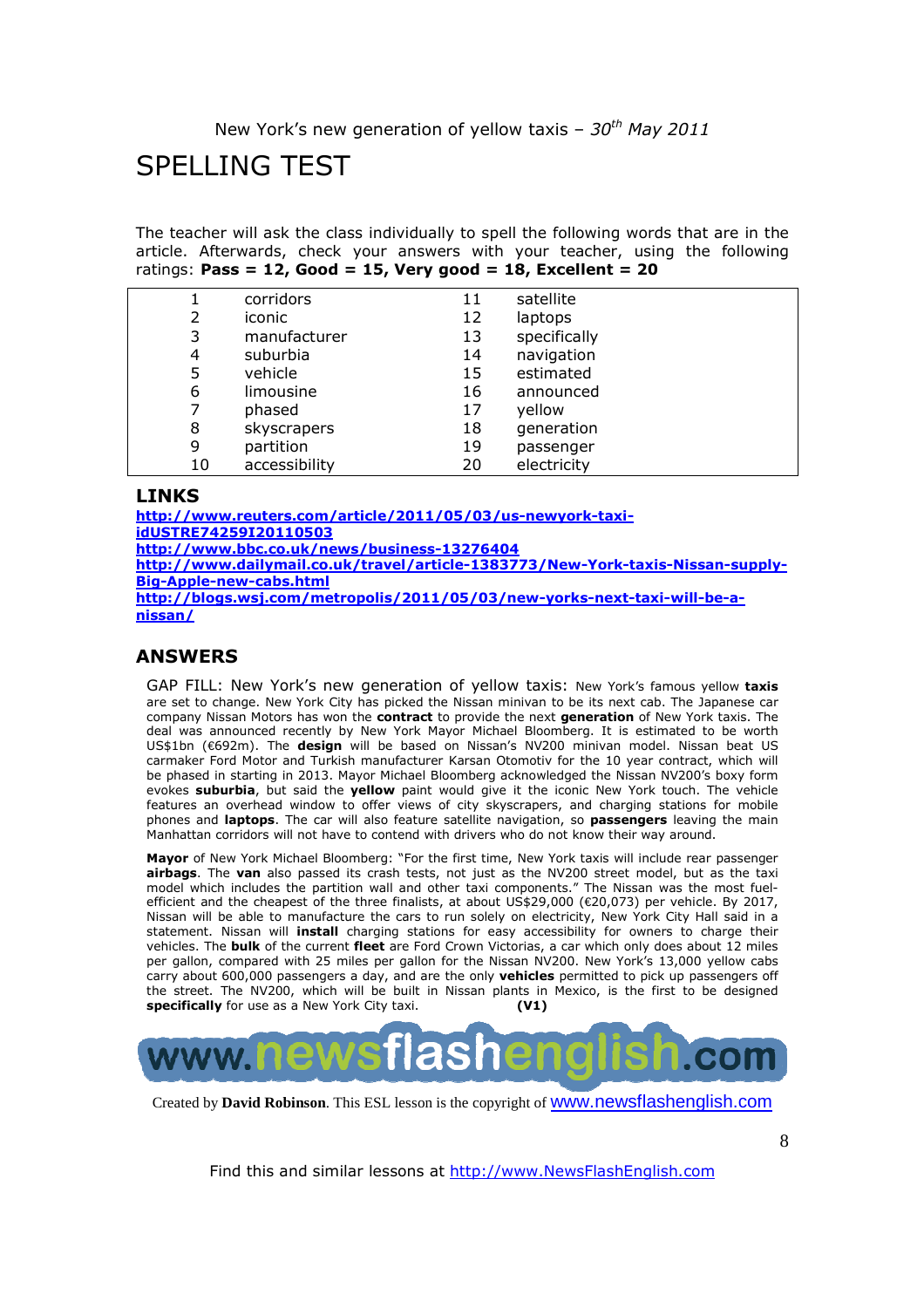New York's new generation of yellow taxis – *30th May 2011*

# SPELLING TEST

The teacher will ask the class individually to spell the following words that are in the article. Afterwards, check your answers with your teacher, using the following ratings: **Pass = 12, Good = 15, Very good = 18, Excellent = 20**

| | | | |
|---|---|---|---|
| 1 | corridors | 11 | satellite |
| 2 | iconic | 12 | laptops |
| 3 | manufacturer | 13 | specifically |
| 4 | suburbia | 14 | navigation |
| 5 | vehicle | 15 | estimated |
| 6 | limousine | 16 | announced |
| 7 | phased | 17 | yellow |
| 8 | skyscrapers | 18 | generation |
| 9 | partition | 19 | passenger |
| 10 | accessibility | 20 | electricity |

## LINKS

**http://www.reuters.com/article/2011/05/03/us-newyork-taxi-idUSTRE74259I20110503**
**http://www.bbc.co.uk/news/business-13276404**
**http://www.dailymail.co.uk/travel/article-1383773/New-York-taxis-Nissan-supply-Big-Apple-new-cabs.html**
**http://blogs.wsj.com/metropolis/2011/05/03/new-yorks-next-taxi-will-be-a-nissan/**

## ANSWERS

GAP FILL: New York's new generation of yellow taxis: New York's famous yellow **taxis** are set to change. New York City has picked the Nissan minivan to be its next cab. The Japanese car company Nissan Motors has won the **contract** to provide the next **generation** of New York taxis. The deal was announced recently by New York Mayor Michael Bloomberg. It is estimated to be worth US$1bn (€692m). The **design** will be based on Nissan's NV200 minivan model. Nissan beat US carmaker Ford Motor and Turkish manufacturer Karsan Otomotiv for the 10 year contract, which will be phased in starting in 2013. Mayor Michael Bloomberg acknowledged the Nissan NV200's boxy form evokes **suburbia**, but said the **yellow** paint would give it the iconic New York touch. The vehicle features an overhead window to offer views of city skyscrapers, and charging stations for mobile phones and **laptops**. The car will also feature satellite navigation, so **passengers** leaving the main Manhattan corridors will not have to contend with drivers who do not know their way around.

**Mayor** of New York Michael Bloomberg: "For the first time, New York taxis will include rear passenger **airbags**. The **van** also passed its crash tests, not just as the NV200 street model, but as the taxi model which includes the partition wall and other taxi components." The Nissan was the most fuel-efficient and the cheapest of the three finalists, at about US$29,000 (€20,073) per vehicle. By 2017, Nissan will be able to manufacture the cars to run solely on electricity, New York City Hall said in a statement. Nissan will **install** charging stations for easy accessibility for owners to charge their vehicles. The **bulk** of the current **fleet** are Ford Crown Victorias, a car which only does about 12 miles per gallon, compared with 25 miles per gallon for the Nissan NV200. New York's 13,000 yellow cabs carry about 600,000 passengers a day, and are the only **vehicles** permitted to pick up passengers off the street. The NV200, which will be built in Nissan plants in Mexico, is the first to be designed **specifically** for use as a New York City taxi. **(V1)**

www.newsflashenglish.com

Created by **David Robinson**. This ESL lesson is the copyright of www.newsflashenglish.com

Find this and similar lessons at http://www.NewsFlashEnglish.com